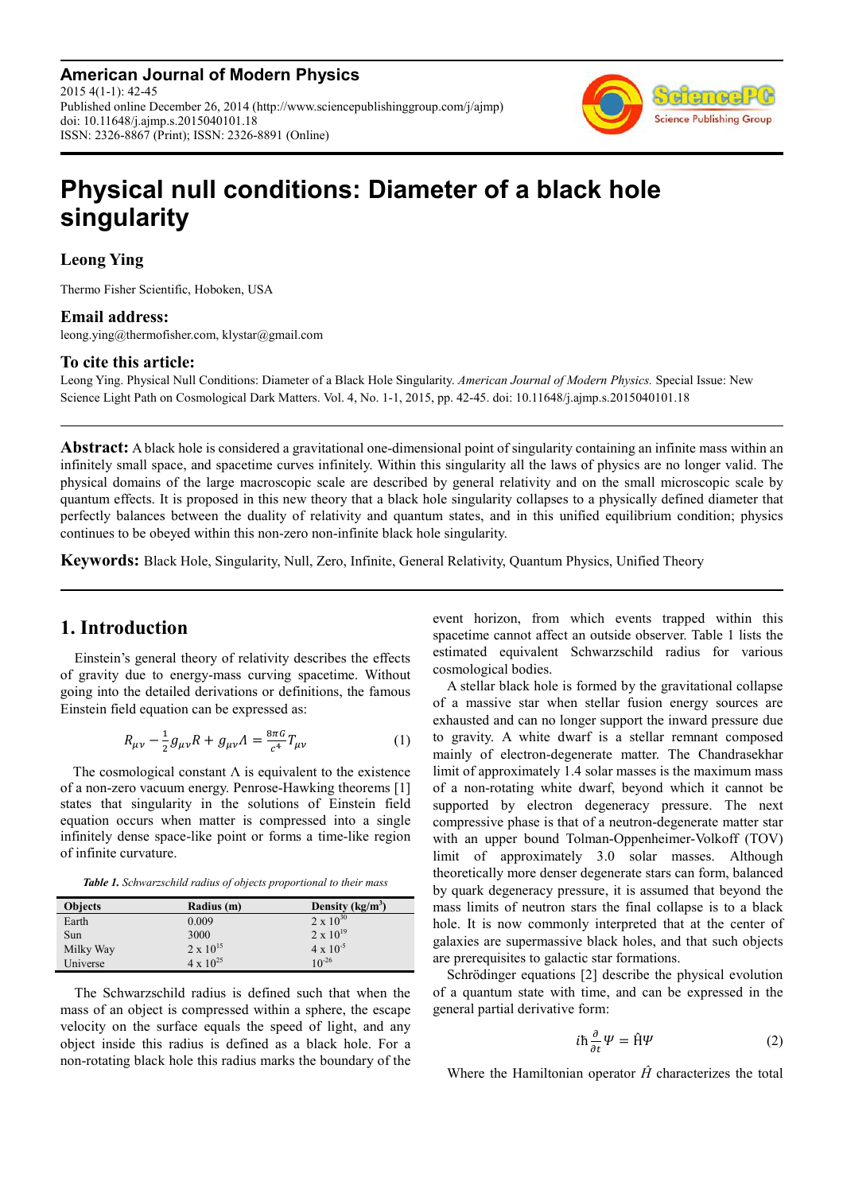**American Journal of Modern Physics**
2015 4(1-1): 42-45
Published online December 26, 2014 (http://www.sciencepublishinggroup.com/j/ajmp)
doi: 10.11648/j.ajmp.s.2015040101.18
ISSN: 2326-8867 (Print); ISSN: 2326-8891 (Online)

# Physical null conditions: Diameter of a black hole singularity

**Leong Ying**

Thermo Fisher Scientific, Hoboken, USA

## Email address:

leong.ying@thermofisher.com, klystar@gmail.com

## To cite this article:

Leong Ying. Physical Null Conditions: Diameter of a Black Hole Singularity. *American Journal of Modern Physics.* Special Issue: New Science Light Path on Cosmological Dark Matters. Vol. 4, No. 1-1, 2015, pp. 42-45. doi: 10.11648/j.ajmp.s.2015040101.18

---

**Abstract:** A black hole is considered a gravitational one-dimensional point of singularity containing an infinite mass within an infinitely small space, and spacetime curves infinitely. Within this singularity all the laws of physics are no longer valid. The physical domains of the large macroscopic scale are described by general relativity and on the small microscopic scale by quantum effects. It is proposed in this new theory that a black hole singularity collapses to a physically defined diameter that perfectly balances between the duality of relativity and quantum states, and in this unified equilibrium condition; physics continues to be obeyed within this non-zero non-infinite black hole singularity.

**Keywords:** Black Hole, Singularity, Null, Zero, Infinite, General Relativity, Quantum Physics, Unified Theory

---

## 1. Introduction

Einstein's general theory of relativity describes the effects of gravity due to energy-mass curving spacetime. Without going into the detailed derivations or definitions, the famous Einstein field equation can be expressed as:

$$R_{\mu\nu} - \frac{1}{2} g_{\mu\nu} R + g_{\mu\nu} \Lambda = \frac{8\pi G}{c^4} T_{\mu\nu} \quad (1)$$

The cosmological constant Λ is equivalent to the existence of a non-zero vacuum energy. Penrose-Hawking theorems [1] states that singularity in the solutions of Einstein field equation occurs when matter is compressed into a single infinitely dense space-like point or forms a time-like region of infinite curvature.

*Table 1. Schwarzschild radius of objects proportional to their mass*

| Objects | Radius (m) | Density (kg/m$^3$) |
|---|---|---|
| Earth | 0.009 | $2 \times 10^{30}$ |
| Sun | 3000 | $2 \times 10^{19}$ |
| Milky Way | $2 \times 10^{15}$ | $4 \times 10^{-5}$ |
| Universe | $4 \times 10^{25}$ | $10^{-26}$ |

The Schwarzschild radius is defined such that when the mass of an object is compressed within a sphere, the escape velocity on the surface equals the speed of light, and any object inside this radius is defined as a black hole. For a non-rotating black hole this radius marks the boundary of the event horizon, from which events trapped within this spacetime cannot affect an outside observer. Table 1 lists the estimated equivalent Schwarzschild radius for various cosmological bodies.

A stellar black hole is formed by the gravitational collapse of a massive star when stellar fusion energy sources are exhausted and can no longer support the inward pressure due to gravity. A white dwarf is a stellar remnant composed mainly of electron-degenerate matter. The Chandrasekhar limit of approximately 1.4 solar masses is the maximum mass of a non-rotating white dwarf, beyond which it cannot be supported by electron degeneracy pressure. The next compressive phase is that of a neutron-degenerate matter star with an upper bound Tolman-Oppenheimer-Volkoff (TOV) limit of approximately 3.0 solar masses. Although theoretically more denser degenerate stars can form, balanced by quark degeneracy pressure, it is assumed that beyond the mass limits of neutron stars the final collapse is to a black hole. It is now commonly interpreted that at the center of galaxies are supermassive black holes, and that such objects are prerequisites to galactic star formations.

Schrödinger equations [2] describe the physical evolution of a quantum state with time, and can be expressed in the general partial derivative form:

$$i\hbar \frac{\partial}{\partial t} \Psi = \hat{H} \Psi \quad (2)$$

Where the Hamiltonian operator $\hat{H}$ characterizes the total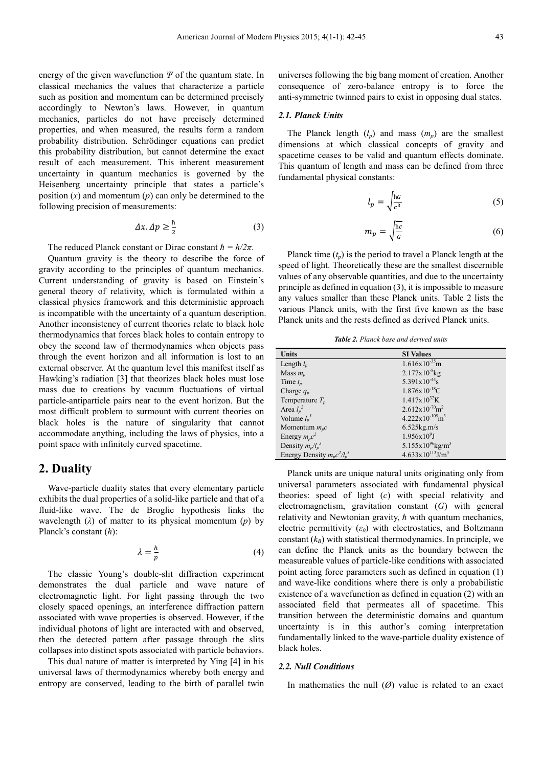energy of the given wavefunction $\Psi$ of the quantum state. In classical mechanics the values that characterize a particle such as position and momentum can be determined precisely accordingly to Newton's laws. However, in quantum mechanics, particles do not have precisely determined properties, and when measured, the results form a random probability distribution. Schrödinger equations can predict this probability distribution, but cannot determine the exact result of each measurement. This inherent measurement uncertainty in quantum mechanics is governed by the Heisenberg uncertainty principle that states a particle's position ($x$) and momentum ($p$) can only be determined to the following precision of measurements:

$$\Delta x . \Delta p \geq \frac{\hbar}{2} \tag{3}$$

The reduced Planck constant or Dirac constant $\hbar = h/2\pi$.

Quantum gravity is the theory to describe the force of gravity according to the principles of quantum mechanics. Current understanding of gravity is based on Einstein's general theory of relativity, which is formulated within a classical physics framework and this deterministic approach is incompatible with the uncertainty of a quantum description. Another inconsistency of current theories relate to black hole thermodynamics that forces black holes to contain entropy to obey the second law of thermodynamics when objects pass through the event horizon and all information is lost to an external observer. At the quantum level this manifest itself as Hawking's radiation [3] that theorizes black holes must lose mass due to creations by vacuum fluctuations of virtual particle-antiparticle pairs near to the event horizon. But the most difficult problem to surmount with current theories on black holes is the nature of singularity that cannot accommodate anything, including the laws of physics, into a point space with infinitely curved spacetime.

## 2. Duality

Wave-particle duality states that every elementary particle exhibits the dual properties of a solid-like particle and that of a fluid-like wave. The de Broglie hypothesis links the wavelength ($\lambda$) of matter to its physical momentum ($p$) by Planck's constant ($h$):

$$\lambda = \frac{h}{p} \tag{4}$$

The classic Young's double-slit diffraction experiment demonstrates the dual particle and wave nature of electromagnetic light. For light passing through the two closely spaced openings, an interference diffraction pattern associated with wave properties is observed. However, if the individual photons of light are interacted with and observed, then the detected pattern after passage through the slits collapses into distinct spots associated with particle behaviors.

This dual nature of matter is interpreted by Ying [4] in his universal laws of thermodynamics whereby both energy and entropy are conserved, leading to the birth of parallel twin universes following the big bang moment of creation. Another consequence of zero-balance entropy is to force the anti-symmetric twinned pairs to exist in opposing dual states.

### 2.1. Planck Units

The Planck length ($l_p$) and mass ($m_p$) are the smallest dimensions at which classical concepts of gravity and spacetime ceases to be valid and quantum effects dominate. This quantum of length and mass can be defined from three fundamental physical constants:

$$l_p = \sqrt{\frac{\hbar G}{c^3}} \tag{5}$$

$$m_p = \sqrt{\frac{\hbar c}{G}} \tag{6}$$

Planck time ($t_p$) is the period to travel a Planck length at the speed of light. Theoretically these are the smallest discernible values of any observable quantities, and due to the uncertainty principle as defined in equation (3), it is impossible to measure any values smaller than these Planck units. Table 2 lists the various Planck units, with the first five known as the base Planck units and the rests defined as derived Planck units.

***Table 2.** Planck base and derived units*

| Units | SI Values |
|---|---|
| Length $l_p$ | $1.616\text{x}10^{-35}$m |
| Mass $m_p$ | $2.177\text{x}10^{-8}$kg |
| Time $t_p$ | $5.391\text{x}10^{-44}$s |
| Charge $q_p$ | $1.876\text{x}10^{-18}$C |
| Temperature $T_p$ | $1.417\text{x}10^{32}$K |
| Area $l_p^2$ | $2.612\text{x}10^{-70}\text{m}^2$ |
| Volume $l_p^3$ | $4.222\text{x}10^{-105}\text{m}^3$ |
| Momentum $m_pc$ | 6.525kg.m/s |
| Energy $m_pc^2$ | $1.956\text{x}10^{9}$J |
| Density $m_p/l_p^3$ | $5.155\text{x}10^{96}\text{kg/m}^3$ |
| Energy Density $m_pc^2/l_p^3$ | $4.633\text{x}10^{113}\text{J/m}^3$ |

Planck units are unique natural units originating only from universal parameters associated with fundamental physical theories: speed of light ($c$) with special relativity and electromagnetism, gravitation constant ($G$) with general relativity and Newtonian gravity, $\hbar$ with quantum mechanics, electric permittivity ($\varepsilon_0$) with electrostatics, and Boltzmann constant ($k_B$) with statistical thermodynamics. In principle, we can define the Planck units as the boundary between the measureable values of particle-like conditions with associated point acting force parameters such as defined in equation (1) and wave-like conditions where there is only a probabilistic existence of a wavefunction as defined in equation (2) with an associated field that permeates all of spacetime. This transition between the deterministic domains and quantum uncertainty is in this author's coming interpretation fundamentally linked to the wave-particle duality existence of black holes.

### 2.2. Null Conditions

In mathematics the null ($\emptyset$) value is related to an exact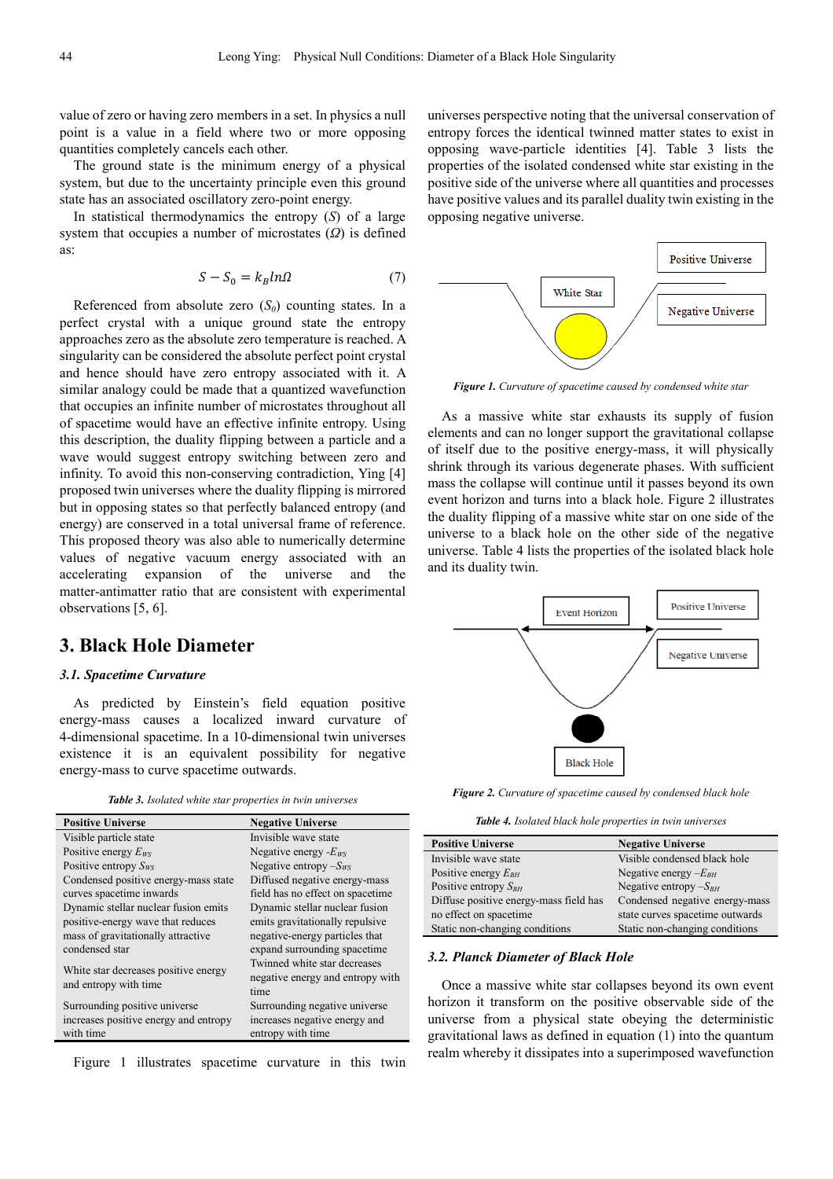value of zero or having zero members in a set. In physics a null point is a value in a field where two or more opposing quantities completely cancels each other.

The ground state is the minimum energy of a physical system, but due to the uncertainty principle even this ground state has an associated oscillatory zero-point energy.

In statistical thermodynamics the entropy ($S$) of a large system that occupies a number of microstates ($\Omega$) is defined as:

$$S - S_0 = k_B ln\Omega \quad (7)$$

Referenced from absolute zero ($S_0$) counting states. In a perfect crystal with a unique ground state the entropy approaches zero as the absolute zero temperature is reached. A singularity can be considered the absolute perfect point crystal and hence should have zero entropy associated with it. A similar analogy could be made that a quantized wavefunction that occupies an infinite number of microstates throughout all of spacetime would have an effective infinite entropy. Using this description, the duality flipping between a particle and a wave would suggest entropy switching between zero and infinity. To avoid this non-conserving contradiction, Ying [4] proposed twin universes where the duality flipping is mirrored but in opposing states so that perfectly balanced entropy (and energy) are conserved in a total universal frame of reference. This proposed theory was also able to numerically determine values of negative vacuum energy associated with an accelerating expansion of the universe and the matter-antimatter ratio that are consistent with experimental observations [5, 6].

## 3. Black Hole Diameter

### 3.1. Spacetime Curvature

As predicted by Einstein's field equation positive energy-mass causes a localized inward curvature of 4-dimensional spacetime. In a 10-dimensional twin universes existence it is an equivalent possibility for negative energy-mass to curve spacetime outwards.

*Table 3. Isolated white star properties in twin universes*

| Positive Universe | Negative Universe |
|---|---|
| Visible particle state | Invisible wave state |
| Positive energy $E_{WS}$ | Negative energy $-E_{WS}$ |
| Positive entropy $S_{WS}$ | Negative entropy $-S_{WS}$ |
| Condensed positive energy-mass state curves spacetime inwards | Diffused negative energy-mass field has no effect on spacetime |
| Dynamic stellar nuclear fusion emits positive-energy wave that reduces mass of gravitationally attractive condensed star | Dynamic stellar nuclear fusion emits gravitationally repulsive negative-energy particles that expand surrounding spacetime |
| White star decreases positive energy and entropy with time | Twinned white star decreases negative energy and entropy with time |
| Surrounding positive universe increases positive energy and entropy with time | Surrounding negative universe increases negative energy and entropy with time |

Figure 1 illustrates spacetime curvature in this twin universes perspective noting that the universal conservation of entropy forces the identical twinned matter states to exist in opposing wave-particle identities [4]. Table 3 lists the properties of the isolated condensed white star existing in the positive side of the universe where all quantities and processes have positive values and its parallel duality twin existing in the opposing negative universe.

*Figure 1. Curvature of spacetime caused by condensed white star*

As a massive white star exhausts its supply of fusion elements and can no longer support the gravitational collapse of itself due to the positive energy-mass, it will physically shrink through its various degenerate phases. With sufficient mass the collapse will continue until it passes beyond its own event horizon and turns into a black hole. Figure 2 illustrates the duality flipping of a massive white star on one side of the universe to a black hole on the other side of the negative universe. Table 4 lists the properties of the isolated black hole and its duality twin.

*Figure 2. Curvature of spacetime caused by condensed black hole*

*Table 4. Isolated black hole properties in twin universes*

| Positive Universe | Negative Universe |
|---|---|
| Invisible wave state | Visible condensed black hole |
| Positive energy $E_{BH}$ | Negative energy $-E_{BH}$ |
| Positive entropy $S_{BH}$ | Negative entropy $-S_{BH}$ |
| Diffuse positive energy-mass field has no effect on spacetime | Condensed negative energy-mass state curves spacetime outwards |
| Static non-changing conditions | Static non-changing conditions |

### 3.2. Planck Diameter of Black Hole

Once a massive white star collapses beyond its own event horizon it transform on the positive observable side of the universe from a physical state obeying the deterministic gravitational laws as defined in equation (1) into the quantum realm whereby it dissipates into a superimposed wavefunction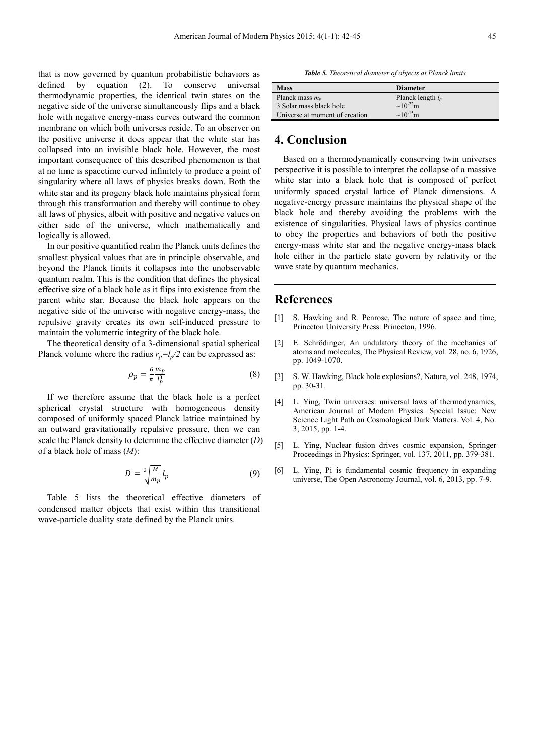that is now governed by quantum probabilistic behaviors as defined by equation (2). To conserve universal thermodynamic properties, the identical twin states on the negative side of the universe simultaneously flips and a black hole with negative energy-mass curves outward the common membrane on which both universes reside. To an observer on the positive universe it does appear that the white star has collapsed into an invisible black hole. However, the most important consequence of this described phenomenon is that at no time is spacetime curved infinitely to produce a point of singularity where all laws of physics breaks down. Both the white star and its progeny black hole maintains physical form through this transformation and thereby will continue to obey all laws of physics, albeit with positive and negative values on either side of the universe, which mathematically and logically is allowed.

In our positive quantified realm the Planck units defines the smallest physical values that are in principle observable, and beyond the Planck limits it collapses into the unobservable quantum realm. This is the condition that defines the physical effective size of a black hole as it flips into existence from the parent white star. Because the black hole appears on the negative side of the universe with negative energy-mass, the repulsive gravity creates its own self-induced pressure to maintain the volumetric integrity of the black hole.

The theoretical density of a 3-dimensional spatial spherical Planck volume where the radius $r_p = l_p/2$ can be expressed as:

$$\rho_p = \frac{6}{\pi}\frac{m_p}{l_p^3} \tag{8}$$

If we therefore assume that the black hole is a perfect spherical crystal structure with homogeneous density composed of uniformly spaced Planck lattice maintained by an outward gravitationally repulsive pressure, then we can scale the Planck density to determine the effective diameter ($D$) of a black hole of mass ($M$):

$$D = \sqrt[3]{\frac{M}{m_p}}\, l_p \tag{9}$$

Table 5 lists the theoretical effective diameters of condensed matter objects that exist within this transitional wave-particle duality state defined by the Planck units.

***Table 5.*** *Theoretical diameter of objects at Planck limits*

| Mass | Diameter |
| --- | --- |
| Planck mass $m_p$ | Planck length $l_p$ |
| 3 Solar mass black hole | $\sim 10^{-22}$m |
| Universe at moment of creation | $\sim 10^{-15}$m |

# 4. Conclusion

Based on a thermodynamically conserving twin universes perspective it is possible to interpret the collapse of a massive white star into a black hole that is composed of perfect uniformly spaced crystal lattice of Planck dimensions. A negative-energy pressure maintains the physical shape of the black hole and thereby avoiding the problems with the existence of singularities. Physical laws of physics continue to obey the properties and behaviors of both the positive energy-mass white star and the negative energy-mass black hole either in the particle state govern by relativity or the wave state by quantum mechanics.

# References

[1] S. Hawking and R. Penrose, The nature of space and time, Princeton University Press: Princeton, 1996.

[2] E. Schrödinger, An undulatory theory of the mechanics of atoms and molecules, The Physical Review, vol. 28, no. 6, 1926, pp. 1049-1070.

[3] S. W. Hawking, Black hole explosions?, Nature, vol. 248, 1974, pp. 30-31.

[4] L. Ying, Twin universes: universal laws of thermodynamics, American Journal of Modern Physics. Special Issue: New Science Light Path on Cosmological Dark Matters. Vol. 4, No. 3, 2015, pp. 1-4.

[5] L. Ying, Nuclear fusion drives cosmic expansion, Springer Proceedings in Physics: Springer, vol. 137, 2011, pp. 379-381.

[6] L. Ying, Pi is fundamental cosmic frequency in expanding universe, The Open Astronomy Journal, vol. 6, 2013, pp. 7-9.